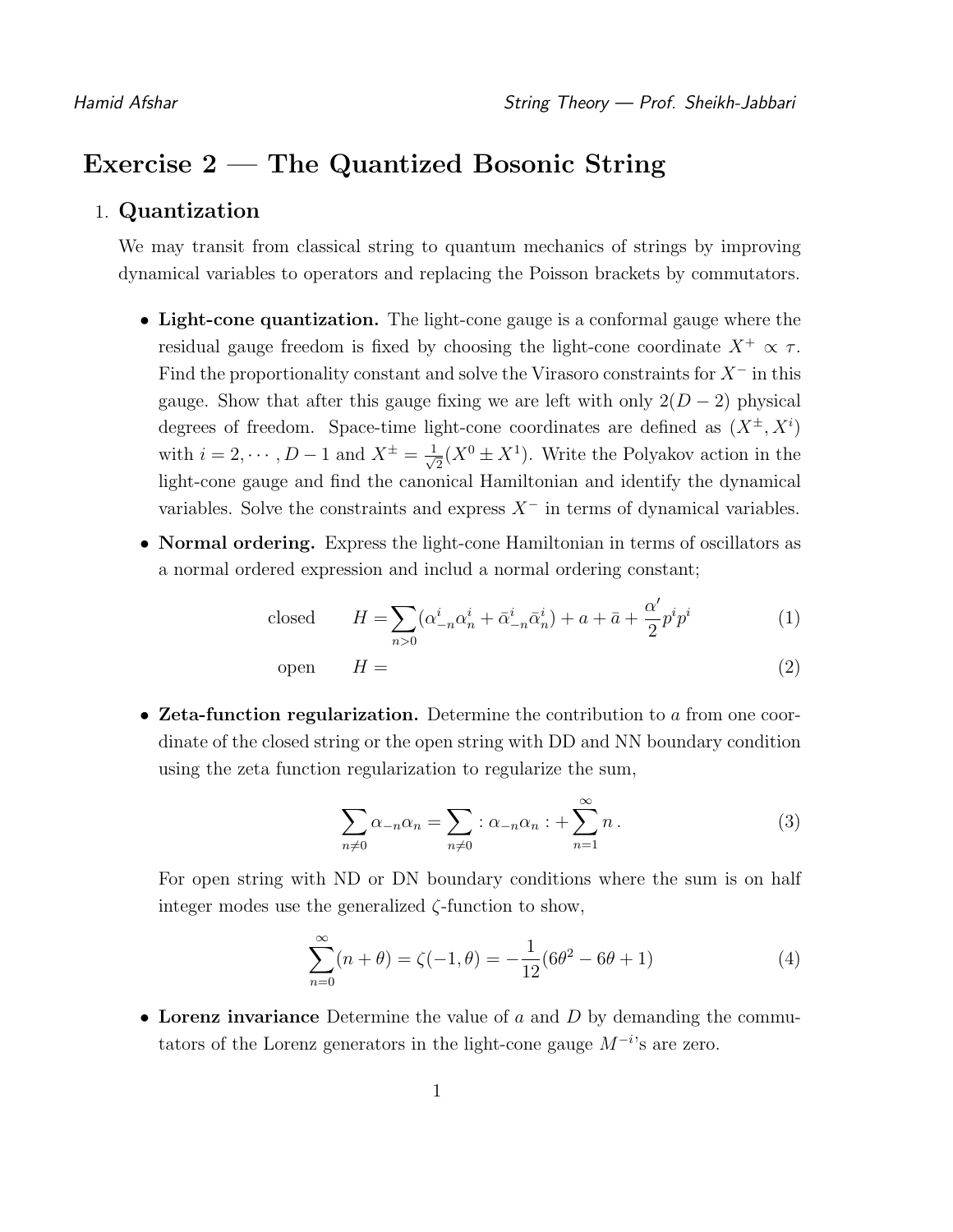# Exercise 2 — The Quantized Bosonic String

1. **Quantization**

   We may transit from classical string to quantum mechanics of strings by improving dynamical variables to operators and replacing the Poisson brackets by commutators.

   - **Light-cone quantization.** The light-cone gauge is a conformal gauge where the residual gauge freedom is fixed by choosing the light-cone coordinate $X^+ \propto \tau$. Find the proportionality constant and solve the Virasoro constraints for $X^-$ in this gauge. Show that after this gauge fixing we are left with only $2(D-2)$ physical degrees of freedom. Space-time light-cone coordinates are defined as $(X^\pm, X^i)$ with $i = 2, \cdots, D-1$ and $X^\pm = \frac{1}{\sqrt{2}}(X^0 \pm X^1)$. Write the Polyakov action in the light-cone gauge and find the canonical Hamiltonian and identify the dynamical variables. Solve the constraints and express $X^-$ in terms of dynamical variables.

   - **Normal ordering.** Express the light-cone Hamiltonian in terms of oscillators as a normal ordered expression and includ a normal ordering constant;

   $$\text{closed} \qquad H = \sum_{n>0} (\alpha^i_{-n}\alpha^i_n + \bar{\alpha}^i_{-n}\bar{\alpha}^i_n) + a + \bar{a} + \frac{\alpha'}{2} p^i p^i \tag{1}$$

   $$\text{open} \qquad H = \tag{2}$$

   - **Zeta-function regularization.** Determine the contribution to $a$ from one coordinate of the closed string or the open string with DD and NN boundary condition using the zeta function regularization to regularize the sum,

   $$\sum_{n \neq 0} \alpha_{-n}\alpha_n = \sum_{n \neq 0} : \alpha_{-n}\alpha_n : + \sum_{n=1}^{\infty} n \,. \tag{3}$$

     For open string with ND or DN boundary conditions where the sum is on half integer modes use the generalized $\zeta$-function to show,

   $$\sum_{n=0}^{\infty} (n + \theta) = \zeta(-1, \theta) = -\frac{1}{12}(6\theta^2 - 6\theta + 1) \tag{4}$$

   - **Lorenz invariance** Determine the value of $a$ and $D$ by demanding the commutators of the Lorenz generators in the light-cone gauge $M^{-i}$'s are zero.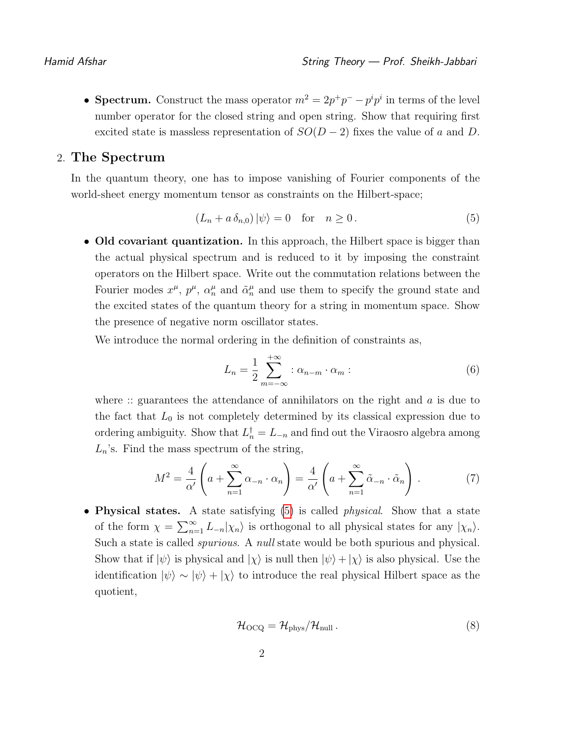- **Spectrum.** Construct the mass operator $m^2 = 2p^+p^- - p^ip^i$ in terms of the level number operator for the closed string and open string. Show that requiring first excited state is massless representation of $SO(D-2)$ fixes the value of $a$ and $D$.

## 2. The Spectrum

In the quantum theory, one has to impose vanishing of Fourier components of the world-sheet energy momentum tensor as constraints on the Hilbert-space;

$$(L_n + a\,\delta_{n,0})\,|\psi\rangle = 0 \quad \text{for} \quad n \geq 0\,. \tag{5}$$

- **Old covariant quantization.** In this approach, the Hilbert space is bigger than the actual physical spectrum and is reduced to it by imposing the constraint operators on the Hilbert space. Write out the commutation relations between the Fourier modes $x^\mu$, $p^\mu$, $\alpha_n^\mu$ and $\tilde{\alpha}_n^\mu$ and use them to specify the ground state and the excited states of the quantum theory for a string in momentum space. Show the presence of negative norm oscillator states.

  We introduce the normal ordering in the definition of constraints as,

  $$L_n = \frac{1}{2}\sum_{m=-\infty}^{+\infty} :\alpha_{n-m}\cdot\alpha_m: \tag{6}$$

  where :: guarantees the attendance of annihilators on the right and $a$ is due to the fact that $L_0$ is not completely determined by its classical expression due to ordering ambiguity. Show that $L_n^\dagger = L_{-n}$ and find out the Viraosro algebra among $L_n$'s. Find the mass spectrum of the string,

  $$M^2 = \frac{4}{\alpha'}\left(a + \sum_{n=1}^{\infty}\alpha_{-n}\cdot\alpha_n\right) = \frac{4}{\alpha'}\left(a + \sum_{n=1}^{\infty}\tilde{\alpha}_{-n}\cdot\tilde{\alpha}_n\right)\,. \tag{7}$$

- **Physical states.** A state satisfying (5) is called *physical*. Show that a state of the form $\chi = \sum_{n=1}^{\infty} L_{-n}|\chi_n\rangle$ is orthogonal to all physical states for any $|\chi_n\rangle$. Such a state is called *spurious*. A *null* state would be both spurious and physical. Show that if $|\psi\rangle$ is physical and $|\chi\rangle$ is null then $|\psi\rangle + |\chi\rangle$ is also physical. Use the identification $|\psi\rangle \sim |\psi\rangle + |\chi\rangle$ to introduce the real physical Hilbert space as the quotient,

  $$\mathcal{H}_{\text{OCQ}} = \mathcal{H}_{\text{phys}}/\mathcal{H}_{\text{null}}\,. \tag{8}$$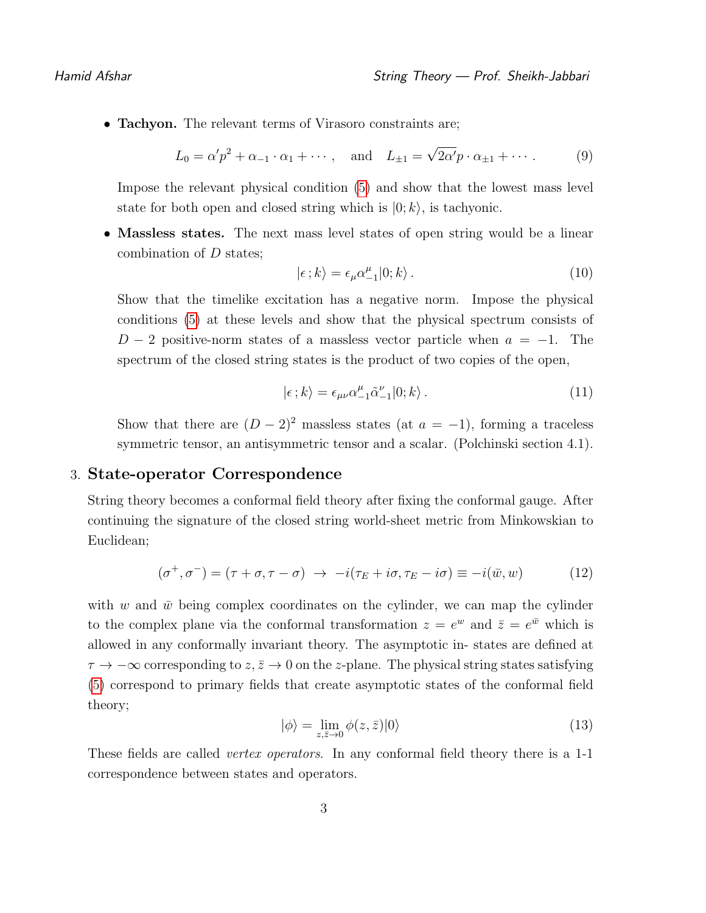- **Tachyon.** The relevant terms of Virasoro constraints are;

$$L_0 = \alpha' p^2 + \alpha_{-1} \cdot \alpha_1 + \cdots \,, \quad \text{and} \quad L_{\pm 1} = \sqrt{2\alpha'} p \cdot \alpha_{\pm 1} + \cdots \,. \tag{9}$$

  Impose the relevant physical condition (5) and show that the lowest mass level state for both open and closed string which is $|0;k\rangle$, is tachyonic.

- **Massless states.** The next mass level states of open string would be a linear combination of $D$ states;

$$|\epsilon\,; k\rangle = \epsilon_\mu \alpha_{-1}^\mu |0; k\rangle \,. \tag{10}$$

  Show that the timelike excitation has a negative norm. Impose the physical conditions (5) at these levels and show that the physical spectrum consists of $D-2$ positive-norm states of a massless vector particle when $a = -1$. The spectrum of the closed string states is the product of two copies of the open,

$$|\epsilon\,; k\rangle = \epsilon_{\mu\nu} \alpha_{-1}^\mu \tilde{\alpha}_{-1}^\nu |0; k\rangle \,. \tag{11}$$

  Show that there are $(D-2)^2$ massless states (at $a = -1$), forming a traceless symmetric tensor, an antisymmetric tensor and a scalar. (Polchinski section 4.1).

3. **State-operator Correspondence**

String theory becomes a conformal field theory after fixing the conformal gauge. After continuing the signature of the closed string world-sheet metric from Minkowskian to Euclidean;

$$(\sigma^+, \sigma^-) = (\tau + \sigma, \tau - \sigma) \;\to\; -i(\tau_E + i\sigma, \tau_E - i\sigma) \equiv -i(\bar{w}, w) \tag{12}$$

with $w$ and $\bar{w}$ being complex coordinates on the cylinder, we can map the cylinder to the complex plane via the conformal transformation $z = e^w$ and $\bar{z} = e^{\bar{w}}$ which is allowed in any conformally invariant theory. The asymptotic in- states are defined at $\tau \to -\infty$ corresponding to $z, \bar{z} \to 0$ on the $z$-plane. The physical string states satisfying (5) correspond to primary fields that create asymptotic states of the conformal field theory;

$$|\phi\rangle = \lim_{z,\bar{z}\to 0} \phi(z, \bar{z})|0\rangle \tag{13}$$

These fields are called *vertex operators*. In any conformal field theory there is a 1-1 correspondence between states and operators.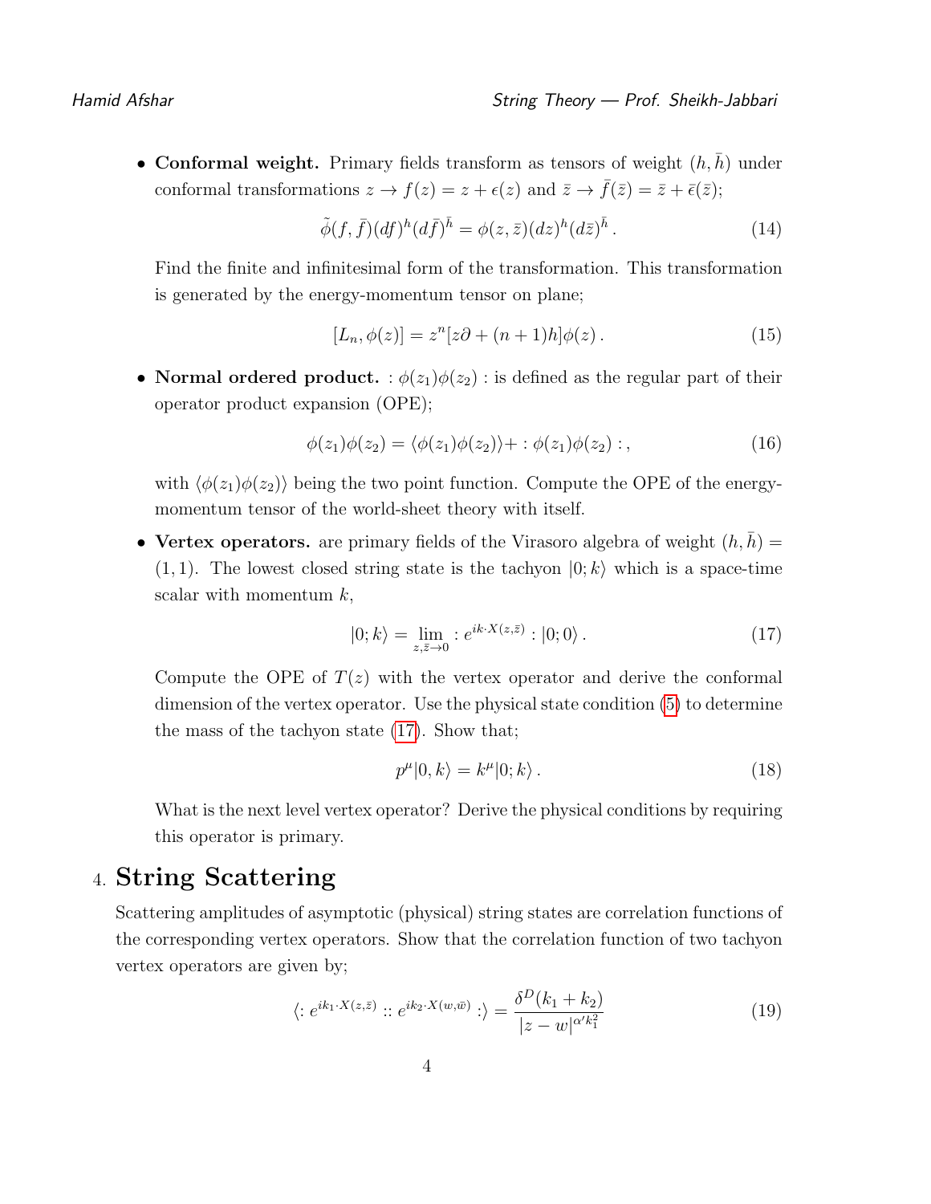- **Conformal weight.** Primary fields transform as tensors of weight $(h, \bar{h})$ under conformal transformations $z \to f(z) = z + \epsilon(z)$ and $\bar{z} \to \bar{f}(\bar{z}) = \bar{z} + \bar{\epsilon}(\bar{z})$;

$$\tilde{\phi}(f, \bar{f})(df)^h(d\bar{f})^{\bar{h}} = \phi(z, \bar{z})(dz)^h(d\bar{z})^{\bar{h}}\,. \tag{14}$$

  Find the finite and infinitesimal form of the transformation. This transformation is generated by the energy-momentum tensor on plane;

$$[L_n, \phi(z)] = z^n[z\partial + (n+1)h]\phi(z)\,. \tag{15}$$

- **Normal ordered product.** $:\phi(z_1)\phi(z_2):$ is defined as the regular part of their operator product expansion (OPE);

$$\phi(z_1)\phi(z_2) = \langle\phi(z_1)\phi(z_2)\rangle + :\phi(z_1)\phi(z_2):\,, \tag{16}$$

  with $\langle\phi(z_1)\phi(z_2)\rangle$ being the two point function. Compute the OPE of the energy-momentum tensor of the world-sheet theory with itself.

- **Vertex operators.** are primary fields of the Virasoro algebra of weight $(h, \bar{h}) = (1, 1)$. The lowest closed string state is the tachyon $|0; k\rangle$ which is a space-time scalar with momentum $k$,

$$|0; k\rangle = \lim_{z,\bar{z}\to 0} :e^{ik\cdot X(z,\bar{z})}: |0; 0\rangle\,. \tag{17}$$

  Compute the OPE of $T(z)$ with the vertex operator and derive the conformal dimension of the vertex operator. Use the physical state condition (5) to determine the mass of the tachyon state (17). Show that;

$$p^\mu|0, k\rangle = k^\mu|0; k\rangle\,. \tag{18}$$

  What is the next level vertex operator? Derive the physical conditions by requiring this operator is primary.

## 4. String Scattering

Scattering amplitudes of asymptotic (physical) string states are correlation functions of the corresponding vertex operators. Show that the correlation function of two tachyon vertex operators are given by;

$$\langle :e^{ik_1\cdot X(z,\bar{z})}::e^{ik_2\cdot X(w,\bar{w})}:\rangle = \frac{\delta^D(k_1 + k_2)}{|z - w|^{\alpha' k_1^2}} \tag{19}$$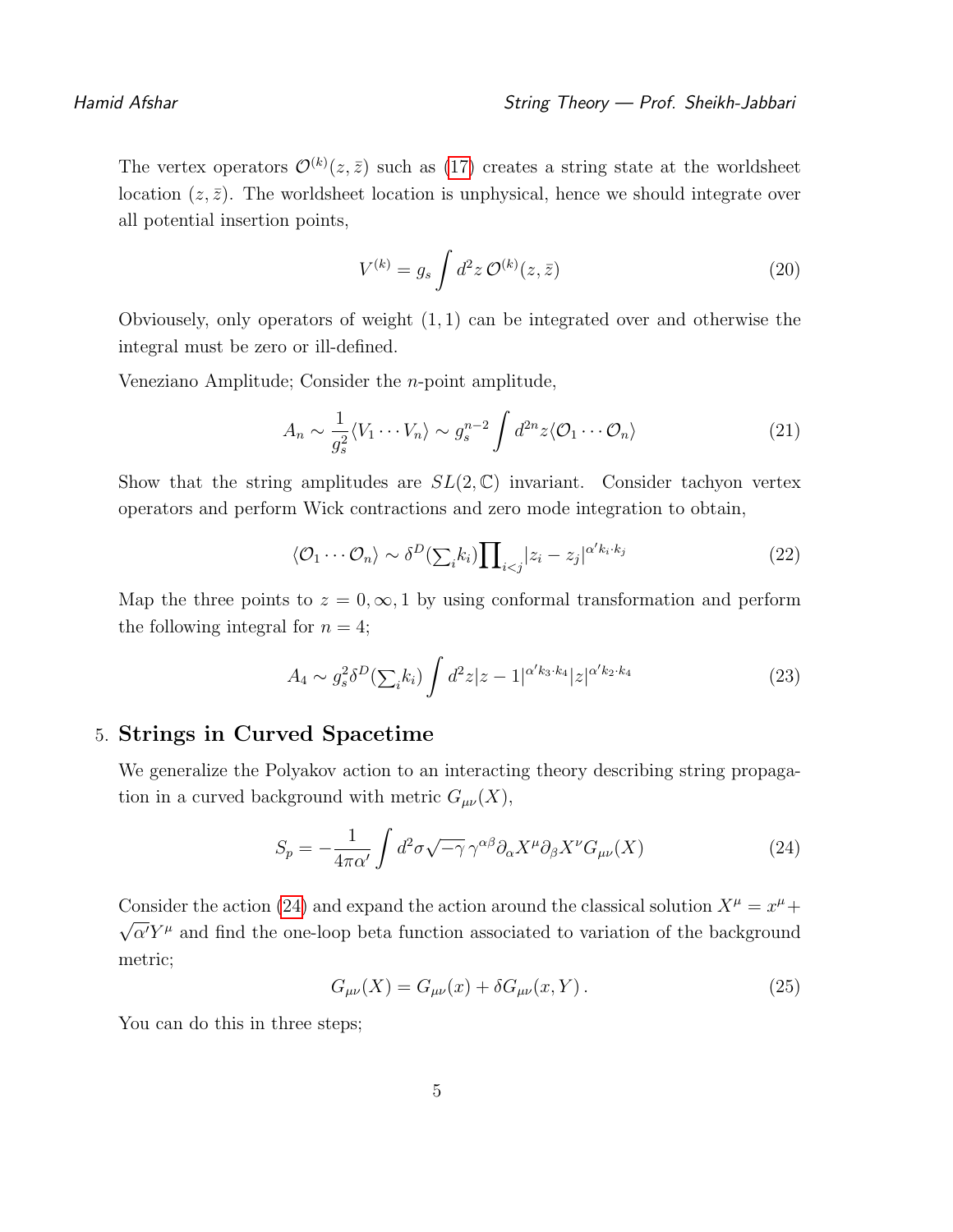The vertex operators $\mathcal{O}^{(k)}(z,\bar{z})$ such as (17) creates a string state at the worldsheet location $(z,\bar{z})$. The worldsheet location is unphysical, hence we should integrate over all potential insertion points,

$$V^{(k)} = g_s \int d^2z\, \mathcal{O}^{(k)}(z,\bar{z}) \tag{20}$$

Obviousely, only operators of weight $(1,1)$ can be integrated over and otherwise the integral must be zero or ill-defined.

Veneziano Amplitude; Consider the $n$-point amplitude,

$$A_n \sim \frac{1}{g_s^2}\langle V_1 \cdots V_n\rangle \sim g_s^{n-2}\int d^{2n}z \langle \mathcal{O}_1 \cdots \mathcal{O}_n\rangle \tag{21}$$

Show that the string amplitudes are $SL(2,\mathbb{C})$ invariant. Consider tachyon vertex operators and perform Wick contractions and zero mode integration to obtain,

$$\langle \mathcal{O}_1 \cdots \mathcal{O}_n\rangle \sim \delta^D(\textstyle\sum_i k_i)\prod_{i<j}|z_i - z_j|^{\alpha' k_i \cdot k_j} \tag{22}$$

Map the three points to $z = 0, \infty, 1$ by using conformal transformation and perform the following integral for $n = 4$;

$$A_4 \sim g_s^2 \delta^D(\textstyle\sum_i k_i)\int d^2z |z-1|^{\alpha' k_3\cdot k_4}|z|^{\alpha' k_2 \cdot k_4} \tag{23}$$

5. **Strings in Curved Spacetime**

We generalize the Polyakov action to an interacting theory describing string propagation in a curved background with metric $G_{\mu\nu}(X)$,

$$S_p = -\frac{1}{4\pi\alpha'}\int d^2\sigma \sqrt{-\gamma}\,\gamma^{\alpha\beta}\partial_\alpha X^\mu \partial_\beta X^\nu G_{\mu\nu}(X) \tag{24}$$

Consider the action (24) and expand the action around the classical solution $X^\mu = x^\mu + \sqrt{\alpha'}Y^\mu$ and find the one-loop beta function associated to variation of the background metric;

$$G_{\mu\nu}(X) = G_{\mu\nu}(x) + \delta G_{\mu\nu}(x, Y)\,. \tag{25}$$

You can do this in three steps;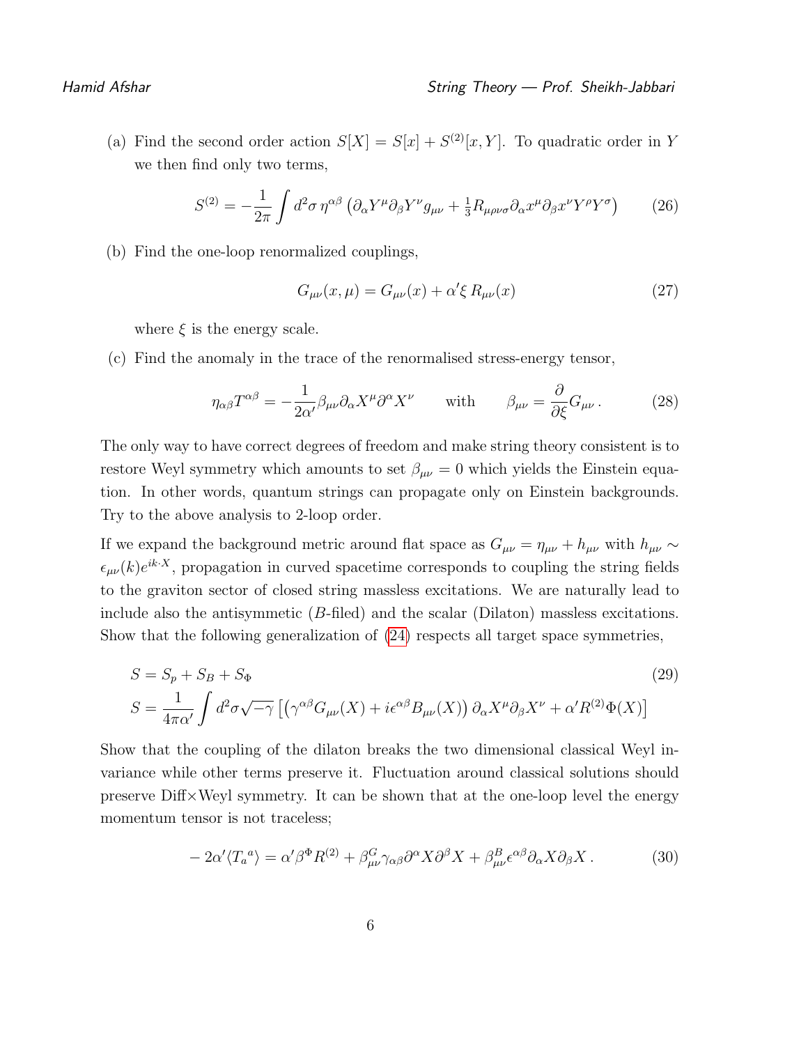(a) Find the second order action $S[X] = S[x] + S^{(2)}[x, Y]$. To quadratic order in $Y$ we then find only two terms,

$$S^{(2)} = -\frac{1}{2\pi} \int d^2\sigma \, \eta^{\alpha\beta} \left( \partial_\alpha Y^\mu \partial_\beta Y^\nu g_{\mu\nu} + \tfrac{1}{3} R_{\mu\rho\nu\sigma} \partial_\alpha x^\mu \partial_\beta x^\nu Y^\rho Y^\sigma \right) \tag{26}$$

(b) Find the one-loop renormalized couplings,

$$G_{\mu\nu}(x, \mu) = G_{\mu\nu}(x) + \alpha' \xi \, R_{\mu\nu}(x) \tag{27}$$

where $\xi$ is the energy scale.

(c) Find the anomaly in the trace of the renormalised stress-energy tensor,

$$\eta_{\alpha\beta} T^{\alpha\beta} = -\frac{1}{2\alpha'} \beta_{\mu\nu} \partial_\alpha X^\mu \partial^\alpha X^\nu \qquad \text{with} \qquad \beta_{\mu\nu} = \frac{\partial}{\partial \xi} G_{\mu\nu} \,. \tag{28}$$

The only way to have correct degrees of freedom and make string theory consistent is to restore Weyl symmetry which amounts to set $\beta_{\mu\nu} = 0$ which yields the Einstein equation. In other words, quantum strings can propagate only on Einstein backgrounds. Try to the above analysis to 2-loop order.

If we expand the background metric around flat space as $G_{\mu\nu} = \eta_{\mu\nu} + h_{\mu\nu}$ with $h_{\mu\nu} \sim \epsilon_{\mu\nu}(k) e^{ik\cdot X}$, propagation in curved spacetime corresponds to coupling the string fields to the graviton sector of closed string massless excitations. We are naturally lead to include also the antisymmetic ($B$-filed) and the scalar (Dilaton) massless excitations. Show that the following generalization of (24) respects all target space symmetries,

$$S = S_p + S_B + S_\Phi \tag{29}$$

$$S = \frac{1}{4\pi\alpha'} \int d^2\sigma \sqrt{-\gamma} \left[ \left( \gamma^{\alpha\beta} G_{\mu\nu}(X) + i\epsilon^{\alpha\beta} B_{\mu\nu}(X) \right) \partial_\alpha X^\mu \partial_\beta X^\nu + \alpha' R^{(2)} \Phi(X) \right]$$

Show that the coupling of the dilaton breaks the two dimensional classical Weyl invariance while other terms preserve it. Fluctuation around classical solutions should preserve Diff×Weyl symmetry. It can be shown that at the one-loop level the energy momentum tensor is not traceless;

$$-2\alpha' \langle T_a{}^a \rangle = \alpha' \beta^\Phi R^{(2)} + \beta^G_{\mu\nu} \gamma_{\alpha\beta} \partial^\alpha X \partial^\beta X + \beta^B_{\mu\nu} \epsilon^{\alpha\beta} \partial_\alpha X \partial_\beta X \,. \tag{30}$$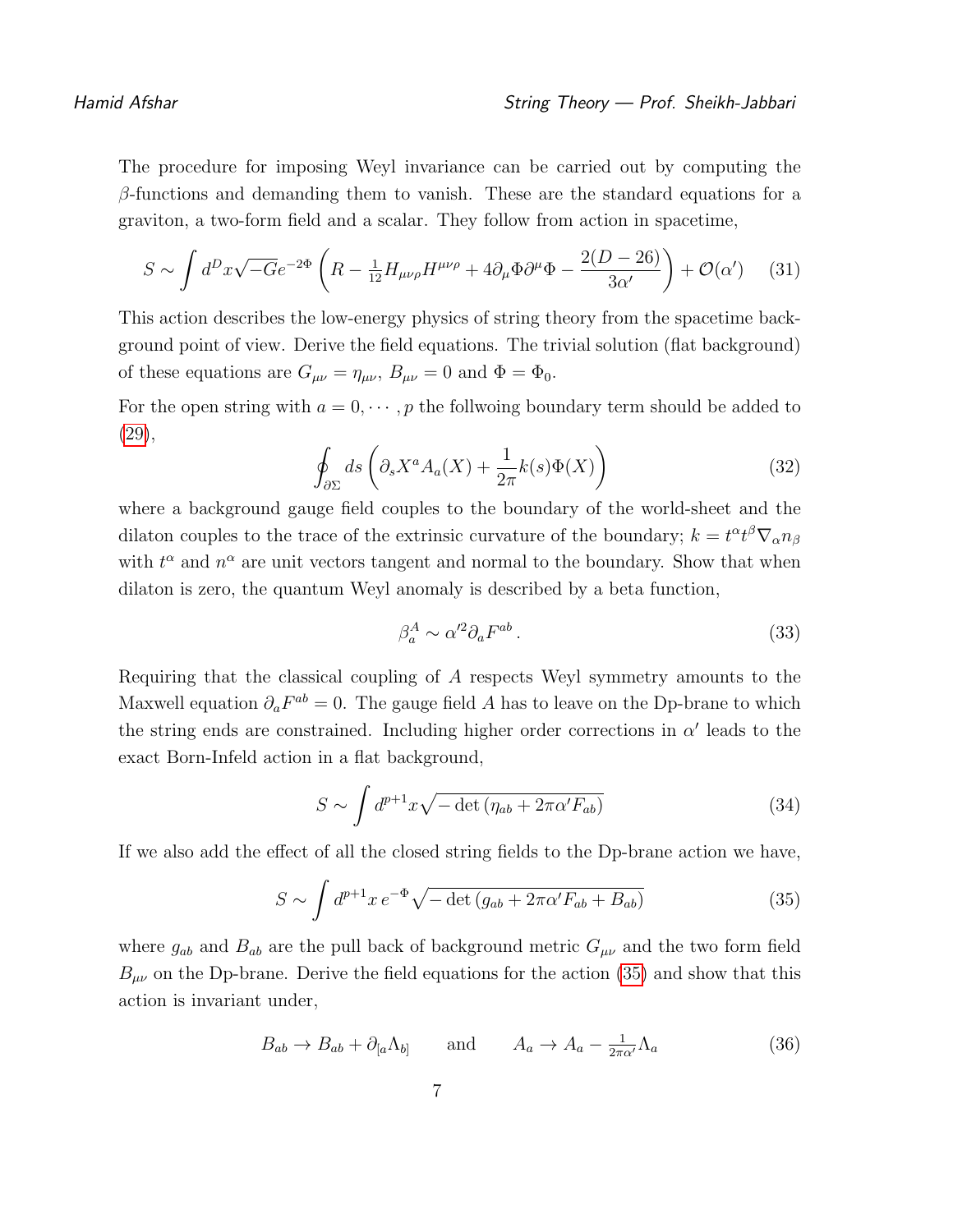The procedure for imposing Weyl invariance can be carried out by computing the $\beta$-functions and demanding them to vanish. These are the standard equations for a graviton, a two-form field and a scalar. They follow from action in spacetime,

$$S \sim \int d^D x \sqrt{-G} e^{-2\Phi} \left( R - \tfrac{1}{12} H_{\mu\nu\rho} H^{\mu\nu\rho} + 4 \partial_\mu \Phi \partial^\mu \Phi - \frac{2(D-26)}{3\alpha'} \right) + \mathcal{O}(\alpha') \tag{31}$$

This action describes the low-energy physics of string theory from the spacetime background point of view. Derive the field equations. The trivial solution (flat background) of these equations are $G_{\mu\nu} = \eta_{\mu\nu}$, $B_{\mu\nu} = 0$ and $\Phi = \Phi_0$.

For the open string with $a = 0, \cdots, p$ the follwoing boundary term should be added to (29),

$$\oint_{\partial\Sigma} ds \left( \partial_s X^a A_a(X) + \frac{1}{2\pi} k(s) \Phi(X) \right) \tag{32}$$

where a background gauge field couples to the boundary of the world-sheet and the dilaton couples to the trace of the extrinsic curvature of the boundary; $k = t^\alpha t^\beta \nabla_\alpha n_\beta$ with $t^\alpha$ and $n^\alpha$ are unit vectors tangent and normal to the boundary. Show that when dilaton is zero, the quantum Weyl anomaly is described by a beta function,

$$\beta^A_a \sim \alpha'^2 \partial_a F^{ab} \,. \tag{33}$$

Requiring that the classical coupling of $A$ respects Weyl symmetry amounts to the Maxwell equation $\partial_a F^{ab} = 0$. The gauge field $A$ has to leave on the Dp-brane to which the string ends are constrained. Including higher order corrections in $\alpha'$ leads to the exact Born-Infeld action in a flat background,

$$S \sim \int d^{p+1} x \sqrt{-\det\left(\eta_{ab} + 2\pi\alpha' F_{ab}\right)} \tag{34}$$

If we also add the effect of all the closed string fields to the Dp-brane action we have,

$$S \sim \int d^{p+1} x \, e^{-\Phi} \sqrt{-\det\left(g_{ab} + 2\pi\alpha' F_{ab} + B_{ab}\right)} \tag{35}$$

where $g_{ab}$ and $B_{ab}$ are the pull back of background metric $G_{\mu\nu}$ and the two form field $B_{\mu\nu}$ on the Dp-brane. Derive the field equations for the action (35) and show that this action is invariant under,

$$B_{ab} \to B_{ab} + \partial_{[a} \Lambda_{b]} \qquad \text{and} \qquad A_a \to A_a - \tfrac{1}{2\pi\alpha'} \Lambda_a \tag{36}$$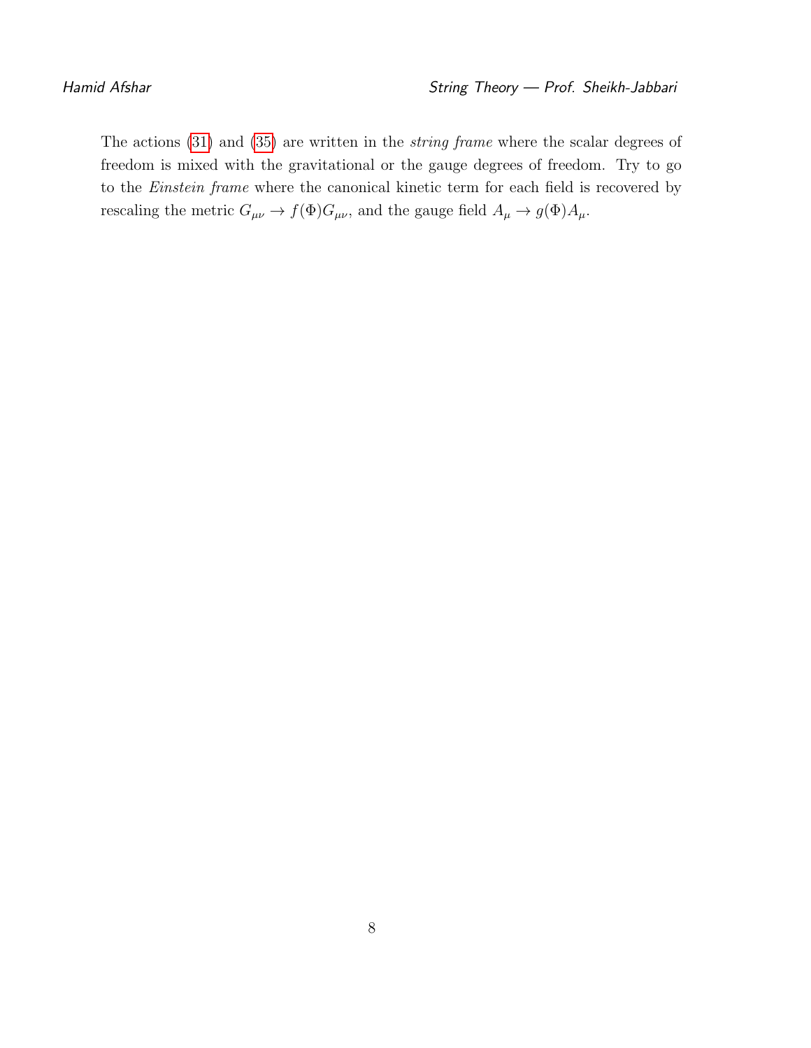The actions (31) and (35) are written in the *string frame* where the scalar degrees of freedom is mixed with the gravitational or the gauge degrees of freedom. Try to go to the *Einstein frame* where the canonical kinetic term for each field is recovered by rescaling the metric $G_{\mu\nu} \to f(\Phi) G_{\mu\nu}$, and the gauge field $A_\mu \to g(\Phi) A_\mu$.